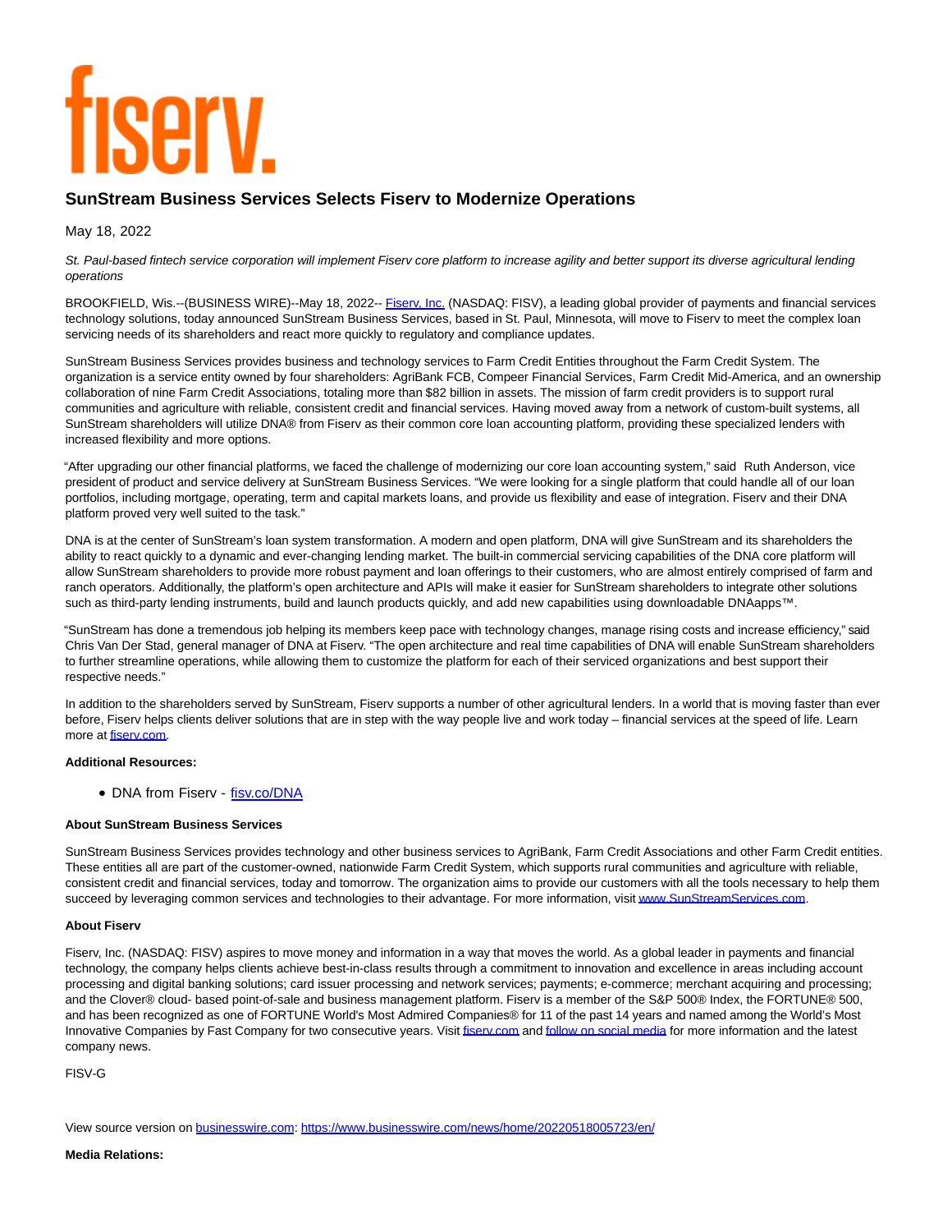fiserv.

# SunStream Business Services Selects Fiserv to Modernize Operations

May 18, 2022

*St. Paul-based fintech service corporation will implement Fiserv core platform to increase agility and better support its diverse agricultural lending operations*

BROOKFIELD, Wis.--(BUSINESS WIRE)--May 18, 2022-- Fiserv, Inc. (NASDAQ: FISV), a leading global provider of payments and financial services technology solutions, today announced SunStream Business Services, based in St. Paul, Minnesota, will move to Fiserv to meet the complex loan servicing needs of its shareholders and react more quickly to regulatory and compliance updates.

SunStream Business Services provides business and technology services to Farm Credit Entities throughout the Farm Credit System. The organization is a service entity owned by four shareholders: AgriBank FCB, Compeer Financial Services, Farm Credit Mid-America, and an ownership collaboration of nine Farm Credit Associations, totaling more than $82 billion in assets. The mission of farm credit providers is to support rural communities and agriculture with reliable, consistent credit and financial services. Having moved away from a network of custom-built systems, all SunStream shareholders will utilize DNA® from Fiserv as their common core loan accounting platform, providing these specialized lenders with increased flexibility and more options.

"After upgrading our other financial platforms, we faced the challenge of modernizing our core loan accounting system," said Ruth Anderson, vice president of product and service delivery at SunStream Business Services. "We were looking for a single platform that could handle all of our loan portfolios, including mortgage, operating, term and capital markets loans, and provide us flexibility and ease of integration. Fiserv and their DNA platform proved very well suited to the task."

DNA is at the center of SunStream's loan system transformation. A modern and open platform, DNA will give SunStream and its shareholders the ability to react quickly to a dynamic and ever-changing lending market. The built-in commercial servicing capabilities of the DNA core platform will allow SunStream shareholders to provide more robust payment and loan offerings to their customers, who are almost entirely comprised of farm and ranch operators. Additionally, the platform's open architecture and APIs will make it easier for SunStream shareholders to integrate other solutions such as third-party lending instruments, build and launch products quickly, and add new capabilities using downloadable DNAapps™.

"SunStream has done a tremendous job helping its members keep pace with technology changes, manage rising costs and increase efficiency," said Chris Van Der Stad, general manager of DNA at Fiserv. "The open architecture and real time capabilities of DNA will enable SunStream shareholders to further streamline operations, while allowing them to customize the platform for each of their serviced organizations and best support their respective needs."

In addition to the shareholders served by SunStream, Fiserv supports a number of other agricultural lenders. In a world that is moving faster than ever before, Fiserv helps clients deliver solutions that are in step with the way people live and work today – financial services at the speed of life. Learn more at fiserv.com.

**Additional Resources:**

- DNA from Fiserv - fisv.co/DNA

**About SunStream Business Services**

SunStream Business Services provides technology and other business services to AgriBank, Farm Credit Associations and other Farm Credit entities. These entities all are part of the customer-owned, nationwide Farm Credit System, which supports rural communities and agriculture with reliable, consistent credit and financial services, today and tomorrow. The organization aims to provide our customers with all the tools necessary to help them succeed by leveraging common services and technologies to their advantage. For more information, visit www.SunStreamServices.com.

**About Fiserv**

Fiserv, Inc. (NASDAQ: FISV) aspires to move money and information in a way that moves the world. As a global leader in payments and financial technology, the company helps clients achieve best-in-class results through a commitment to innovation and excellence in areas including account processing and digital banking solutions; card issuer processing and network services; payments; e-commerce; merchant acquiring and processing; and the Clover® cloud- based point-of-sale and business management platform. Fiserv is a member of the S&P 500® Index, the FORTUNE® 500, and has been recognized as one of FORTUNE World's Most Admired Companies® for 11 of the past 14 years and named among the World's Most Innovative Companies by Fast Company for two consecutive years. Visit fiserv.com and follow on social media for more information and the latest company news.

FISV-G

View source version on businesswire.com: https://www.businesswire.com/news/home/20220518005723/en/

**Media Relations:**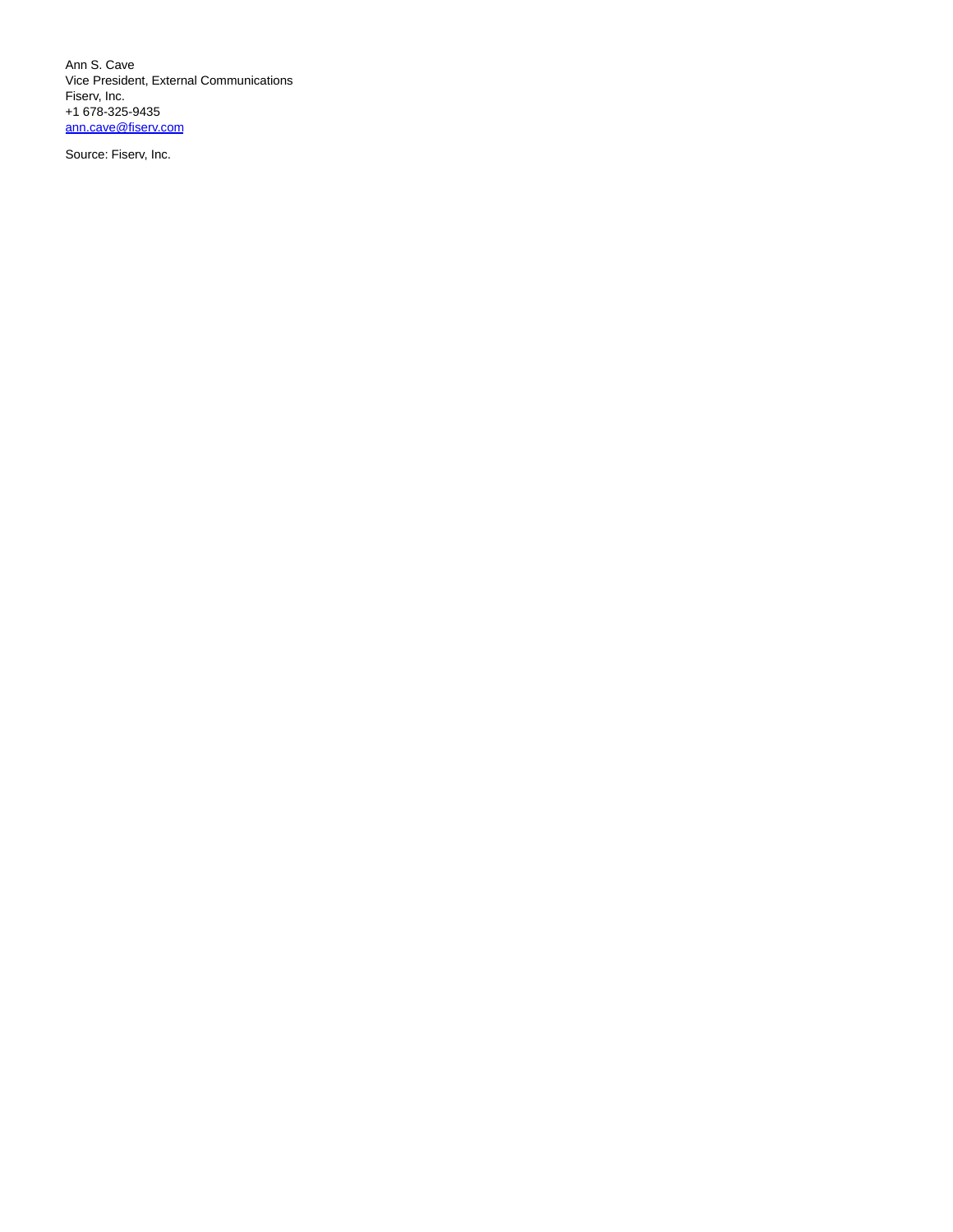Ann S. Cave
Vice President, External Communications
Fiserv, Inc.
+1 678-325-9435
ann.cave@fiserv.com

Source: Fiserv, Inc.